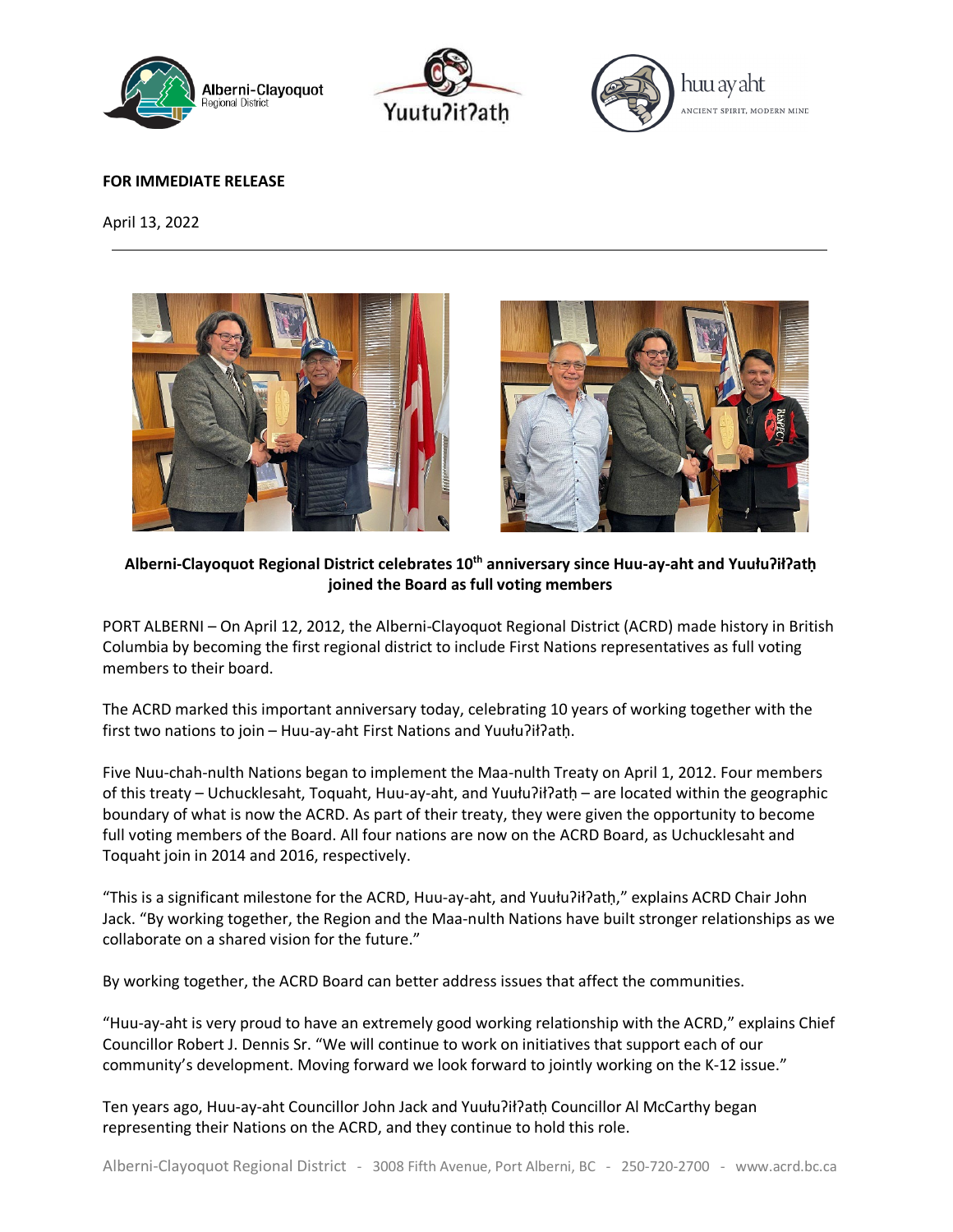**FOR IMMEDIATE RELEASE**

April 13, 2022

---

**Alberni-Clayoquot Regional District celebrates 10th anniversary since Huu-ay-aht and Yuułuʔiłʔatḥ joined the Board as full voting members**

PORT ALBERNI – On April 12, 2012, the Alberni-Clayoquot Regional District (ACRD) made history in British Columbia by becoming the first regional district to include First Nations representatives as full voting members to their board.

The ACRD marked this important anniversary today, celebrating 10 years of working together with the first two nations to join – Huu-ay-aht First Nations and Yuułuʔiłʔatḥ.

Five Nuu-chah-nulth Nations began to implement the Maa-nulth Treaty on April 1, 2012. Four members of this treaty – Uchucklesaht, Toquaht, Huu-ay-aht, and Yuułuʔiłʔatḥ – are located within the geographic boundary of what is now the ACRD. As part of their treaty, they were given the opportunity to become full voting members of the Board. All four nations are now on the ACRD Board, as Uchucklesaht and Toquaht join in 2014 and 2016, respectively.

"This is a significant milestone for the ACRD, Huu-ay-aht, and Yuułuʔiłʔatḥ," explains ACRD Chair John Jack. "By working together, the Region and the Maa-nulth Nations have built stronger relationships as we collaborate on a shared vision for the future."

By working together, the ACRD Board can better address issues that affect the communities.

"Huu-ay-aht is very proud to have an extremely good working relationship with the ACRD," explains Chief Councillor Robert J. Dennis Sr. "We will continue to work on initiatives that support each of our community's development. Moving forward we look forward to jointly working on the K-12 issue."

Ten years ago, Huu-ay-aht Councillor John Jack and Yuułuʔiłʔatḥ Councillor Al McCarthy began representing their Nations on the ACRD, and they continue to hold this role.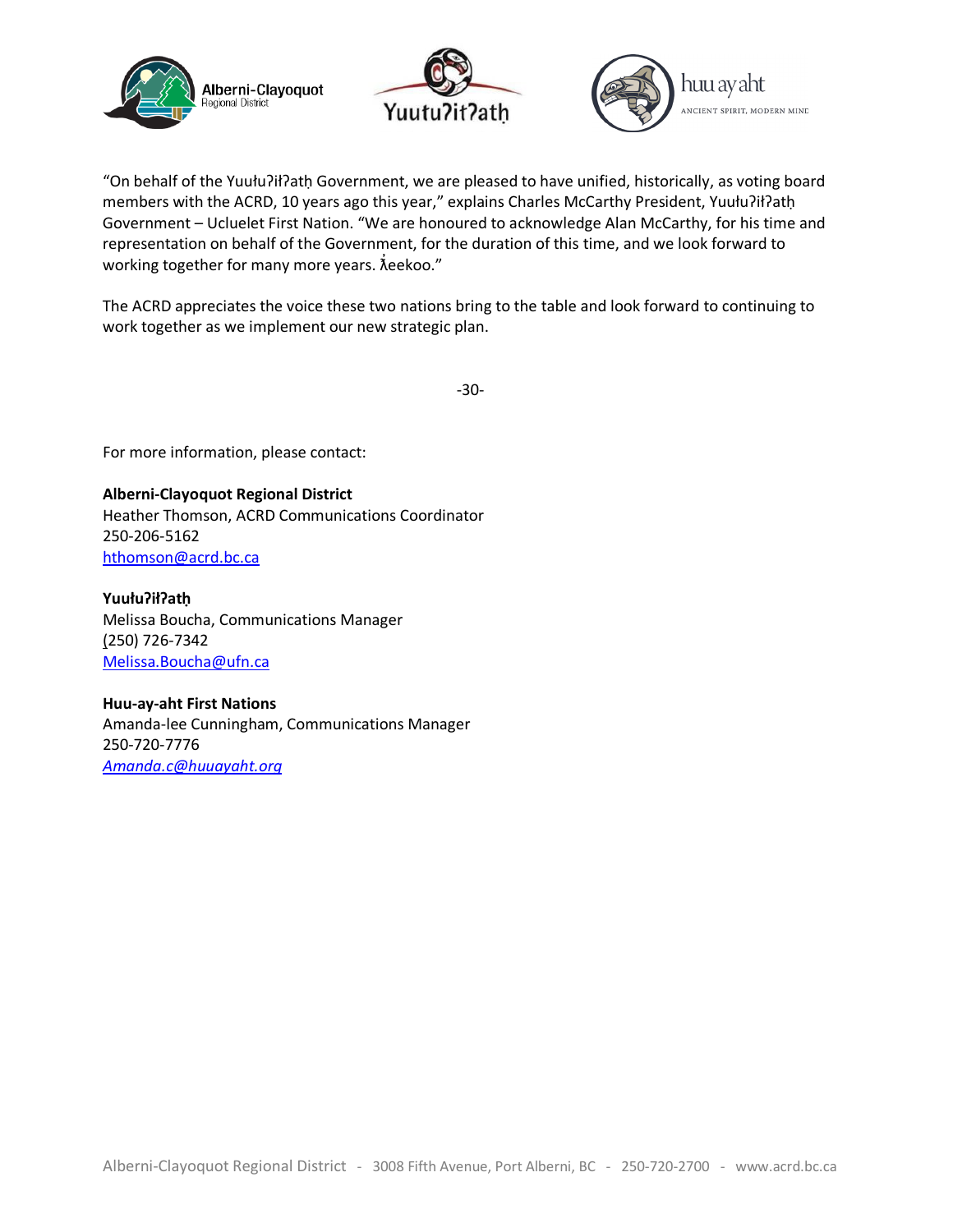"On behalf of the Yuułuʔiłʔatḥ Government, we are pleased to have unified, historically, as voting board members with the ACRD, 10 years ago this year," explains Charles McCarthy President, Yuułuʔiłʔatḥ Government – Ucluelet First Nation. "We are honoured to acknowledge Alan McCarthy, for his time and representation on behalf of the Government, for the duration of this time, and we look forward to working together for many more years. ƛ̓eekoo."

The ACRD appreciates the voice these two nations bring to the table and look forward to continuing to work together as we implement our new strategic plan.

-30-

For more information, please contact:

**Alberni-Clayoquot Regional District**
Heather Thomson, ACRD Communications Coordinator
250-206-5162
hthomson@acrd.bc.ca

**Yuułuʔiłʔatḥ**
Melissa Boucha, Communications Manager
(250) 726-7342
Melissa.Boucha@ufn.ca

**Huu-ay-aht First Nations**
Amanda-lee Cunningham, Communications Manager
250-720-7776
*Amanda.c@huuayaht.org*